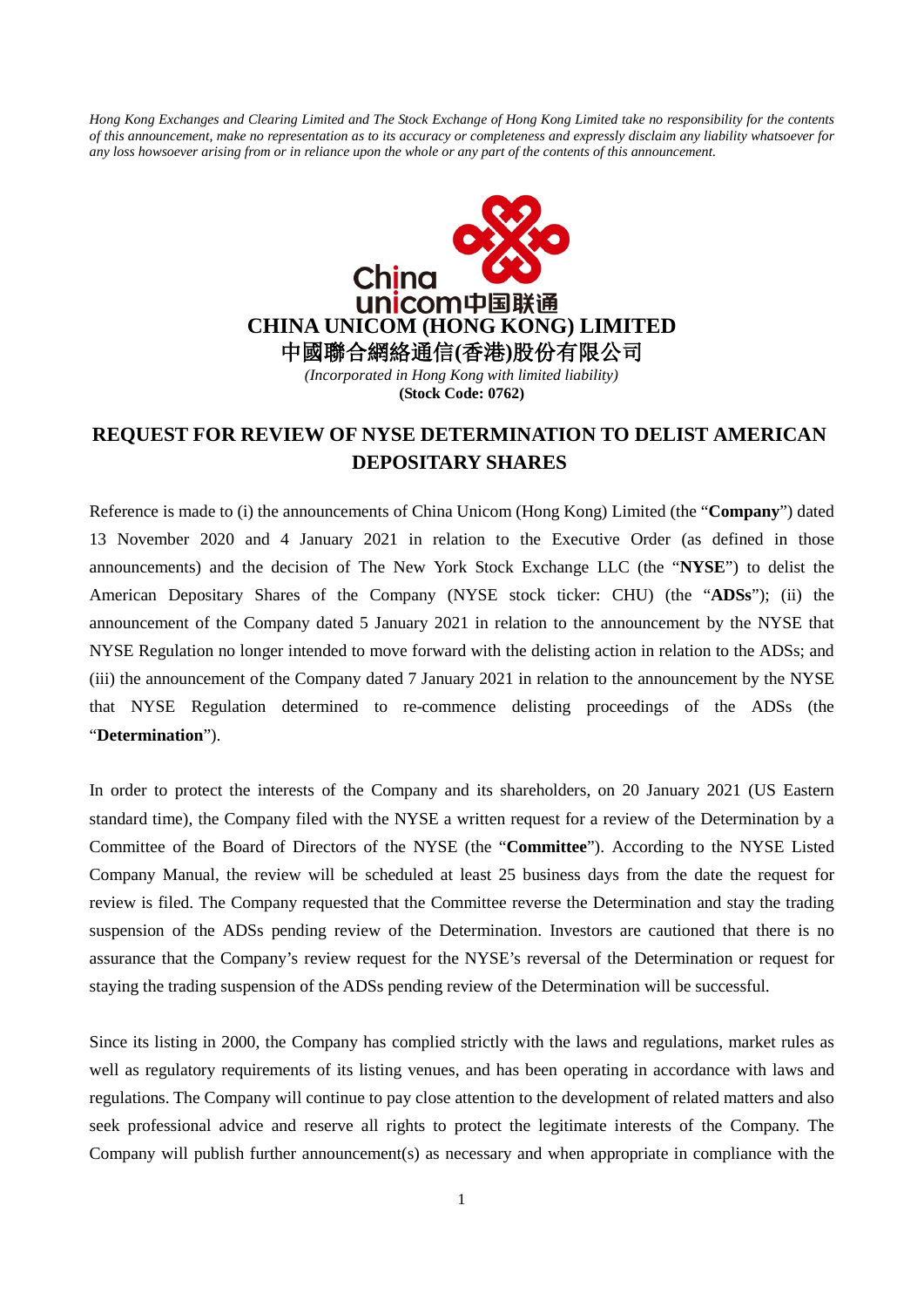*Hong Kong Exchanges and Clearing Limited and The Stock Exchange of Hong Kong Limited take no responsibility for the contents of this announcement, make no representation as to its accuracy or completeness and expressly disclaim any liability whatsoever for any loss howsoever arising from or in reliance upon the whole or any part of the contents of this announcement.*

**CHINA UNICOM (HONG KONG) LIMITED**

**中國聯合網絡通信(香港)股份有限公司**

*(Incorporated in Hong Kong with limited liability)*

**(Stock Code: 0762)**

# REQUEST FOR REVIEW OF NYSE DETERMINATION TO DELIST AMERICAN DEPOSITARY SHARES

Reference is made to (i) the announcements of China Unicom (Hong Kong) Limited (the "**Company**") dated 13 November 2020 and 4 January 2021 in relation to the Executive Order (as defined in those announcements) and the decision of The New York Stock Exchange LLC (the "**NYSE**") to delist the American Depositary Shares of the Company (NYSE stock ticker: CHU) (the "**ADSs**"); (ii) the announcement of the Company dated 5 January 2021 in relation to the announcement by the NYSE that NYSE Regulation no longer intended to move forward with the delisting action in relation to the ADSs; and (iii) the announcement of the Company dated 7 January 2021 in relation to the announcement by the NYSE that NYSE Regulation determined to re-commence delisting proceedings of the ADSs (the "**Determination**").

In order to protect the interests of the Company and its shareholders, on 20 January 2021 (US Eastern standard time), the Company filed with the NYSE a written request for a review of the Determination by a Committee of the Board of Directors of the NYSE (the "**Committee**"). According to the NYSE Listed Company Manual, the review will be scheduled at least 25 business days from the date the request for review is filed. The Company requested that the Committee reverse the Determination and stay the trading suspension of the ADSs pending review of the Determination. Investors are cautioned that there is no assurance that the Company's review request for the NYSE's reversal of the Determination or request for staying the trading suspension of the ADSs pending review of the Determination will be successful.

Since its listing in 2000, the Company has complied strictly with the laws and regulations, market rules as well as regulatory requirements of its listing venues, and has been operating in accordance with laws and regulations. The Company will continue to pay close attention to the development of related matters and also seek professional advice and reserve all rights to protect the legitimate interests of the Company. The Company will publish further announcement(s) as necessary and when appropriate in compliance with the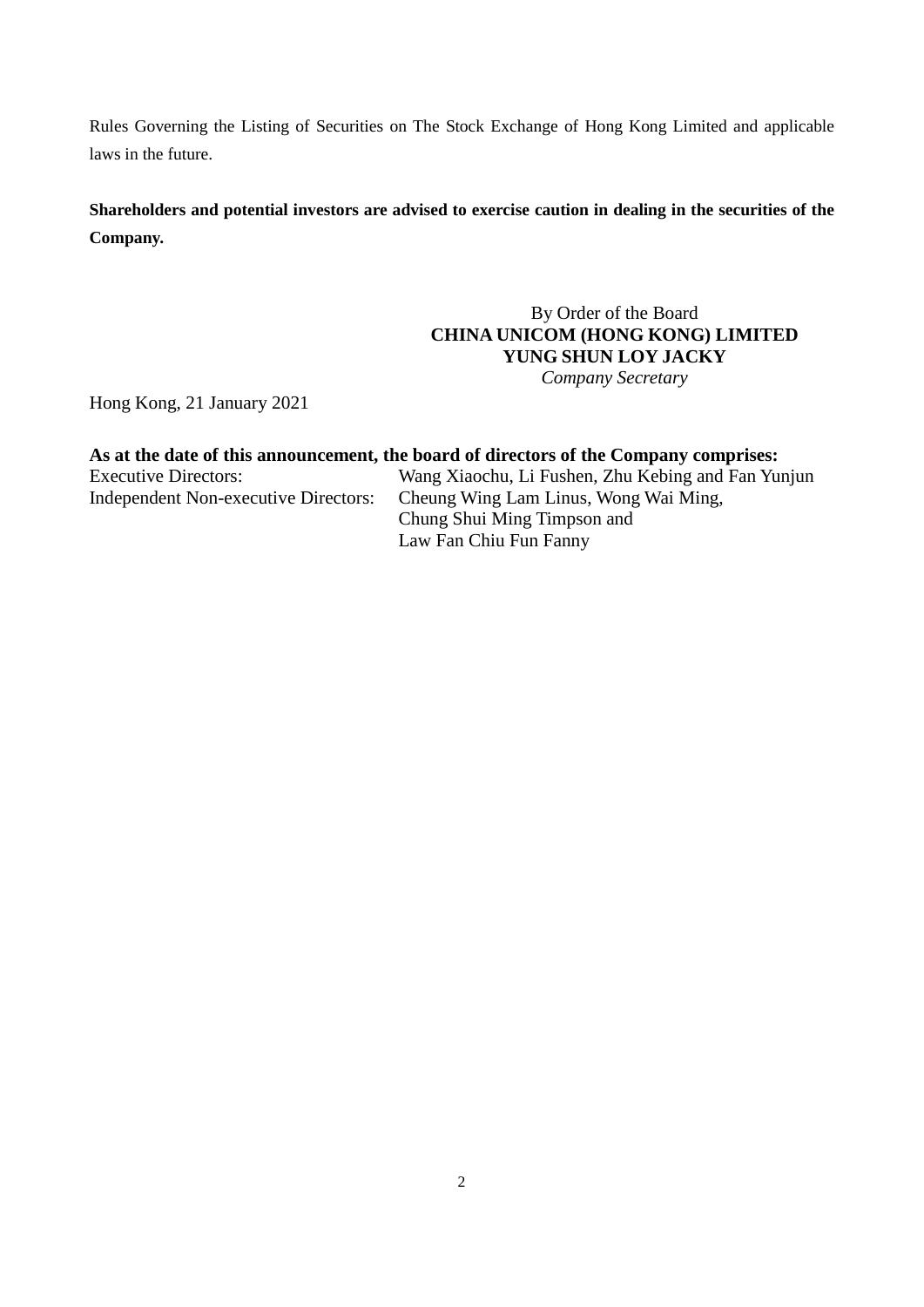Rules Governing the Listing of Securities on The Stock Exchange of Hong Kong Limited and applicable laws in the future.

**Shareholders and potential investors are advised to exercise caution in dealing in the securities of the Company.**

By Order of the Board
**CHINA UNICOM (HONG KONG) LIMITED**
**YUNG SHUN LOY JACKY**
*Company Secretary*

Hong Kong, 21 January 2021

**As at the date of this announcement, the board of directors of the Company comprises:**

| | |
|---|---|
| Executive Directors: | Wang Xiaochu, Li Fushen, Zhu Kebing and Fan Yunjun |
| Independent Non-executive Directors: | Cheung Wing Lam Linus, Wong Wai Ming, Chung Shui Ming Timpson and Law Fan Chiu Fun Fanny |